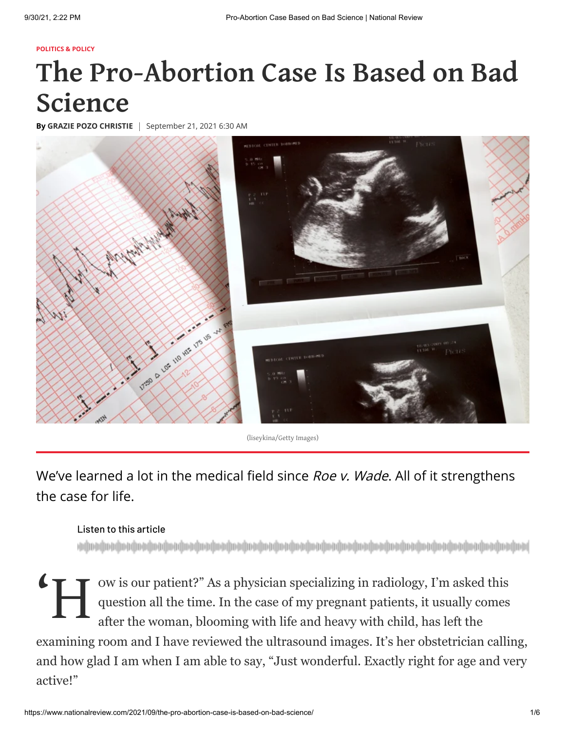POLITICS & POLICY

# The Pro-Abortion Case Is Based on Bad Science

**By GRAZIE POZO CHRISTIE** | September 21, 2021 6:30 AM

(liseykina/Getty Images)

We've learned a lot in the medical field since *Roe v. Wade*. All of it strengthens the case for life.

Listen to this article

"How is our patient?" As a physician specializing in radiology, I'm asked this question all the time. In the case of my pregnant patients, it usually comes after the woman, blooming with life and heavy with child, has left the examining room and I have reviewed the ultrasound images. It's her obstetrician calling, and how glad I am when I am able to say, "Just wonderful. Exactly right for age and very active!"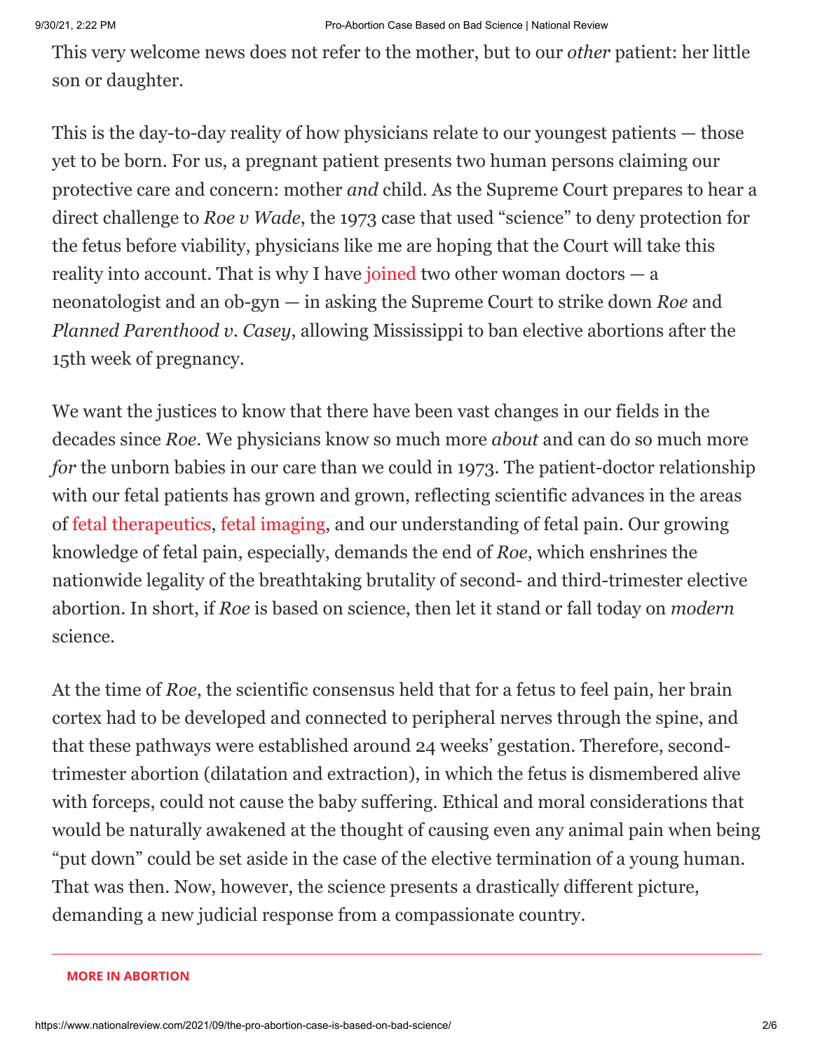This very welcome news does not refer to the mother, but to our *other* patient: her little son or daughter.

This is the day-to-day reality of how physicians relate to our youngest patients — those yet to be born. For us, a pregnant patient presents two human persons claiming our protective care and concern: mother *and* child. As the Supreme Court prepares to hear a direct challenge to *Roe v Wade*, the 1973 case that used "science" to deny protection for the fetus before viability, physicians like me are hoping that the Court will take this reality into account. That is why I have joined two other woman doctors — a neonatologist and an ob-gyn — in asking the Supreme Court to strike down *Roe* and *Planned Parenthood v. Casey*, allowing Mississippi to ban elective abortions after the 15th week of pregnancy.

We want the justices to know that there have been vast changes in our fields in the decades since *Roe*. We physicians know so much more *about* and can do so much more *for* the unborn babies in our care than we could in 1973. The patient-doctor relationship with our fetal patients has grown and grown, reflecting scientific advances in the areas of fetal therapeutics, fetal imaging, and our understanding of fetal pain. Our growing knowledge of fetal pain, especially, demands the end of *Roe*, which enshrines the nationwide legality of the breathtaking brutality of second- and third-trimester elective abortion. In short, if *Roe* is based on science, then let it stand or fall today on *modern* science.

At the time of *Roe*, the scientific consensus held that for a fetus to feel pain, her brain cortex had to be developed and connected to peripheral nerves through the spine, and that these pathways were established around 24 weeks' gestation. Therefore, second-trimester abortion (dilatation and extraction), in which the fetus is dismembered alive with forceps, could not cause the baby suffering. Ethical and moral considerations that would be naturally awakened at the thought of causing even any animal pain when being "put down" could be set aside in the case of the elective termination of a young human. That was then. Now, however, the science presents a drastically different picture, demanding a new judicial response from a compassionate country.

**MORE IN ABORTION**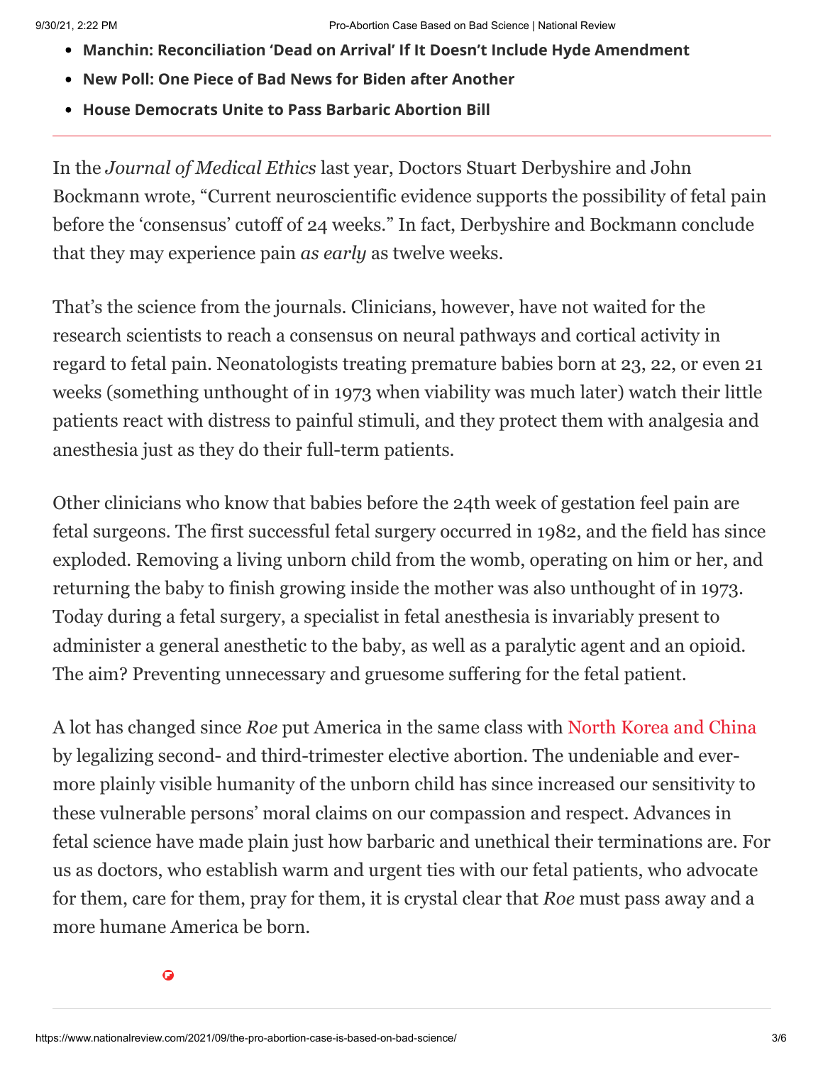- **Manchin: Reconciliation 'Dead on Arrival' If It Doesn't Include Hyde Amendment**
- **New Poll: One Piece of Bad News for Biden after Another**
- **House Democrats Unite to Pass Barbaric Abortion Bill**

---

In the *Journal of Medical Ethics* last year, Doctors Stuart Derbyshire and John Bockmann wrote, "Current neuroscientific evidence supports the possibility of fetal pain before the 'consensus' cutoff of 24 weeks." In fact, Derbyshire and Bockmann conclude that they may experience pain *as early* as twelve weeks.

That's the science from the journals. Clinicians, however, have not waited for the research scientists to reach a consensus on neural pathways and cortical activity in regard to fetal pain. Neonatologists treating premature babies born at 23, 22, or even 21 weeks (something unthought of in 1973 when viability was much later) watch their little patients react with distress to painful stimuli, and they protect them with analgesia and anesthesia just as they do their full-term patients.

Other clinicians who know that babies before the 24th week of gestation feel pain are fetal surgeons. The first successful fetal surgery occurred in 1982, and the field has since exploded. Removing a living unborn child from the womb, operating on him or her, and returning the baby to finish growing inside the mother was also unthought of in 1973. Today during a fetal surgery, a specialist in fetal anesthesia is invariably present to administer a general anesthetic to the baby, as well as a paralytic agent and an opioid. The aim? Preventing unnecessary and gruesome suffering for the fetal patient.

A lot has changed since *Roe* put America in the same class with North Korea and China by legalizing second- and third-trimester elective abortion. The undeniable and ever-more plainly visible humanity of the unborn child has since increased our sensitivity to these vulnerable persons' moral claims on our compassion and respect. Advances in fetal science have made plain just how barbaric and unethical their terminations are. For us as doctors, who establish warm and urgent ties with our fetal patients, who advocate for them, care for them, pray for them, it is crystal clear that *Roe* must pass away and a more humane America be born.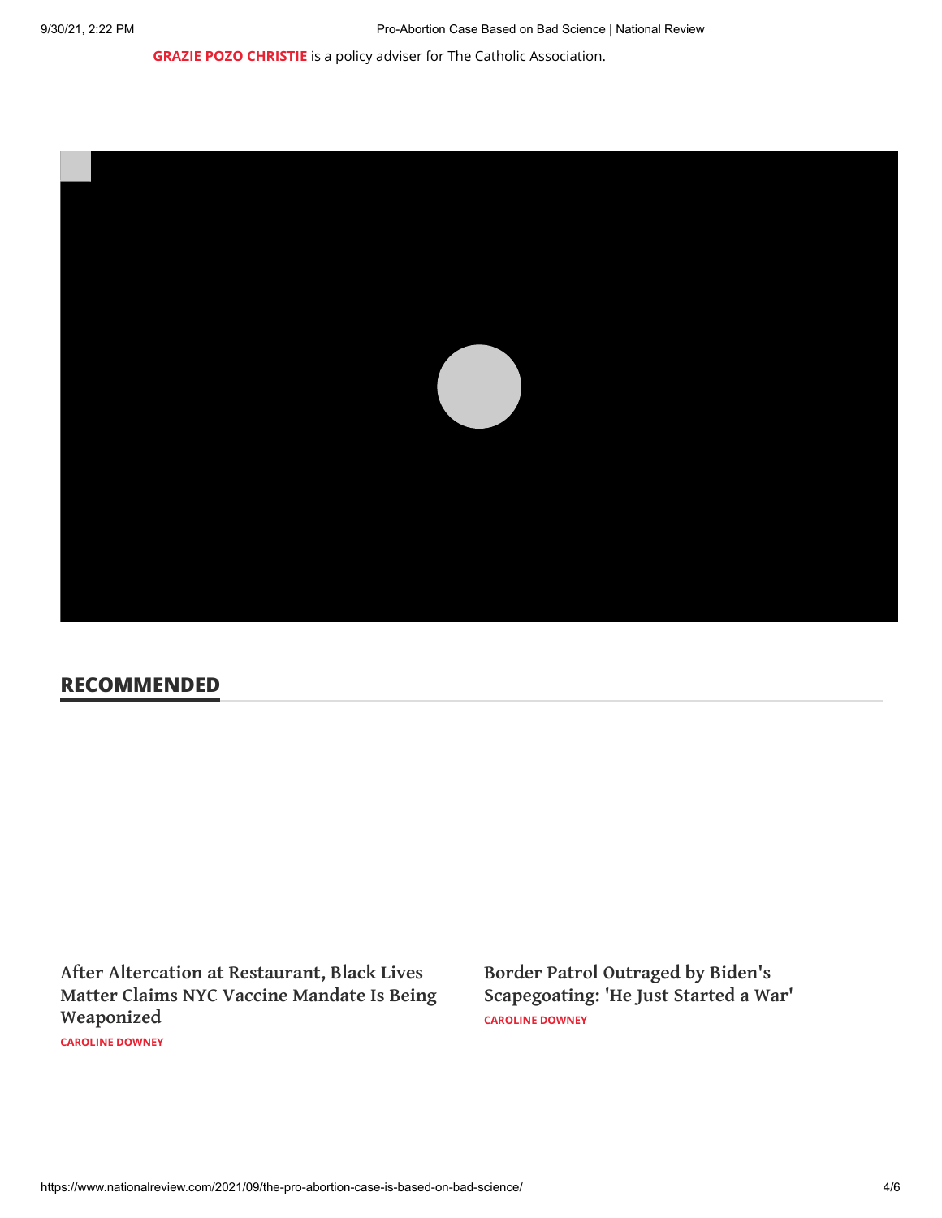**GRAZIE POZO CHRISTIE** is a policy adviser for The Catholic Association.

## RECOMMENDED

**After Altercation at Restaurant, Black Lives Matter Claims NYC Vaccine Mandate Is Being Weaponized**

CAROLINE DOWNEY

**Border Patrol Outraged by Biden's Scapegoating: 'He Just Started a War'**

CAROLINE DOWNEY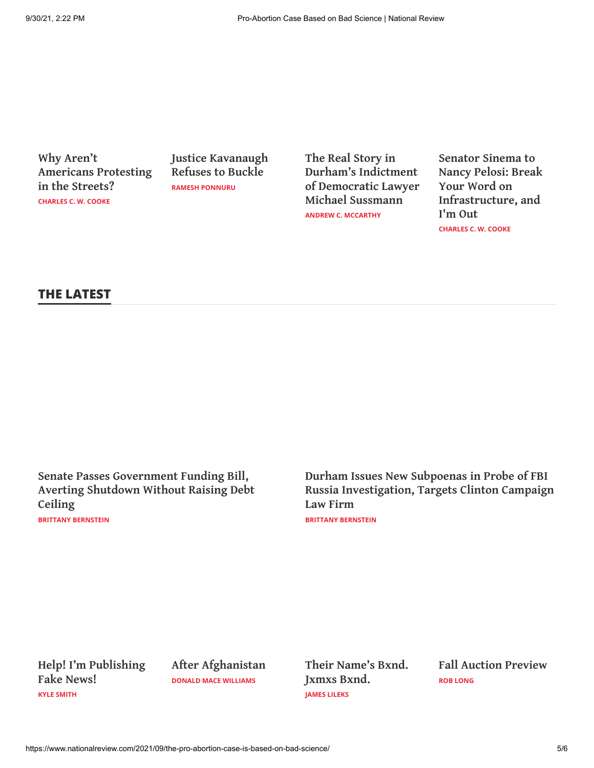**Why Aren't Americans Protesting in the Streets?**
CHARLES C. W. COOKE

**Justice Kavanaugh Refuses to Buckle**
RAMESH PONNURU

**The Real Story in Durham's Indictment of Democratic Lawyer Michael Sussmann**
ANDREW C. MCCARTHY

**Senator Sinema to Nancy Pelosi: Break Your Word on Infrastructure, and I'm Out**
CHARLES C. W. COOKE

## THE LATEST

**Senate Passes Government Funding Bill, Averting Shutdown Without Raising Debt Ceiling**
BRITTANY BERNSTEIN

**Durham Issues New Subpoenas in Probe of FBI Russia Investigation, Targets Clinton Campaign Law Firm**
BRITTANY BERNSTEIN

**Help! I'm Publishing Fake News!**
KYLE SMITH

**After Afghanistan**
DONALD MACE WILLIAMS

**Their Name's Bxnd. Jxmxs Bxnd.**
JAMES LILEKS

**Fall Auction Preview**
ROB LONG